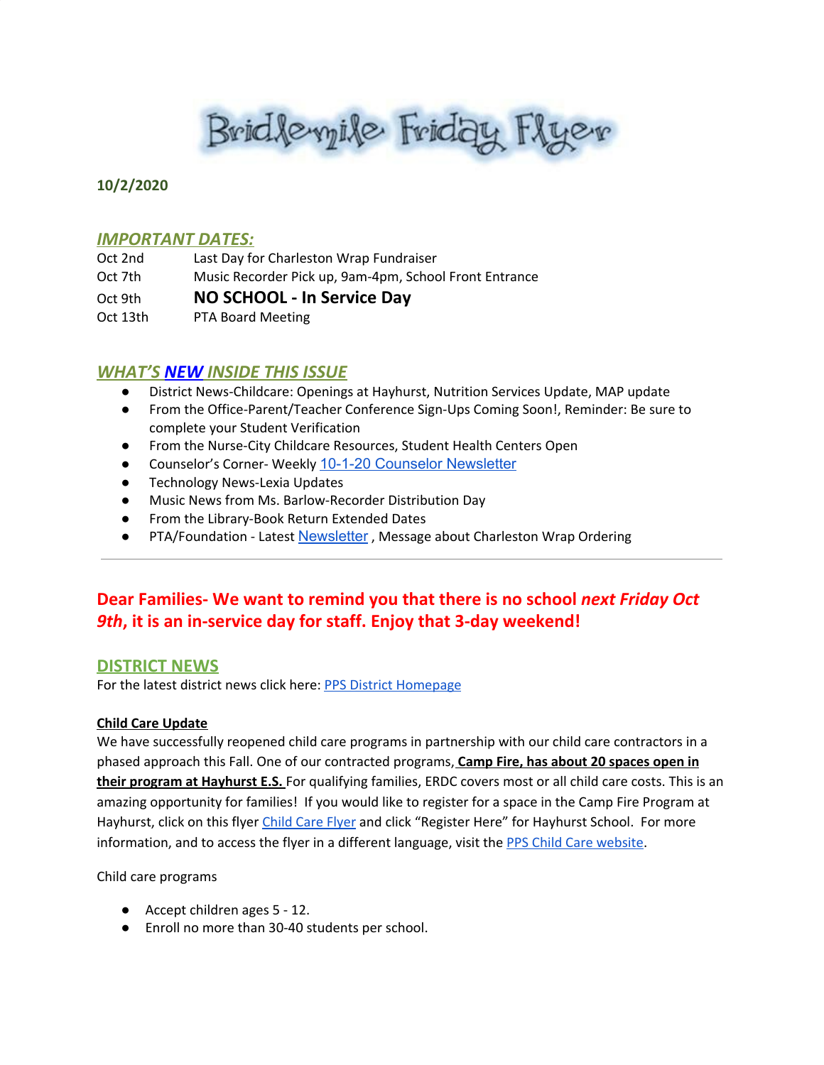# Bridlemile Friday Flyer

**10/2/2020**

## *IMPORTANT DATES:*

| | |
|---|---|
| Oct 2nd | Last Day for Charleston Wrap Fundraiser |
| Oct 7th | Music Recorder Pick up, 9am-4pm, School Front Entrance |
| Oct 9th | **NO SCHOOL - In Service Day** |
| Oct 13th | PTA Board Meeting |

## *WHAT'S NEW INSIDE THIS ISSUE*

- District News-Childcare: Openings at Hayhurst, Nutrition Services Update, MAP update
- From the Office-Parent/Teacher Conference Sign-Ups Coming Soon!, Reminder: Be sure to complete your Student Verification
- From the Nurse-City Childcare Resources, Student Health Centers Open
- Counselor's Corner- Weekly 10-1-20 Counselor Newsletter
- Technology News-Lexia Updates
- Music News from Ms. Barlow-Recorder Distribution Day
- From the Library-Book Return Extended Dates
- PTA/Foundation - Latest Newsletter , Message about Charleston Wrap Ordering

---

**Dear Families- We want to remind you that there is no school *next Friday Oct 9th*, it is an in-service day for staff. Enjoy that 3-day weekend!**

## DISTRICT NEWS

For the latest district news click here: PPS District Homepage

**Child Care Update**

We have successfully reopened child care programs in partnership with our child care contractors in a phased approach this Fall. One of our contracted programs, **Camp Fire, has about 20 spaces open in their program at Hayhurst E.S.** For qualifying families, ERDC covers most or all child care costs. This is an amazing opportunity for families! If you would like to register for a space in the Camp Fire Program at Hayhurst, click on this flyer Child Care Flyer and click "Register Here" for Hayhurst School. For more information, and to access the flyer in a different language, visit the PPS Child Care website.

Child care programs

- Accept children ages 5 - 12.
- Enroll no more than 30-40 students per school.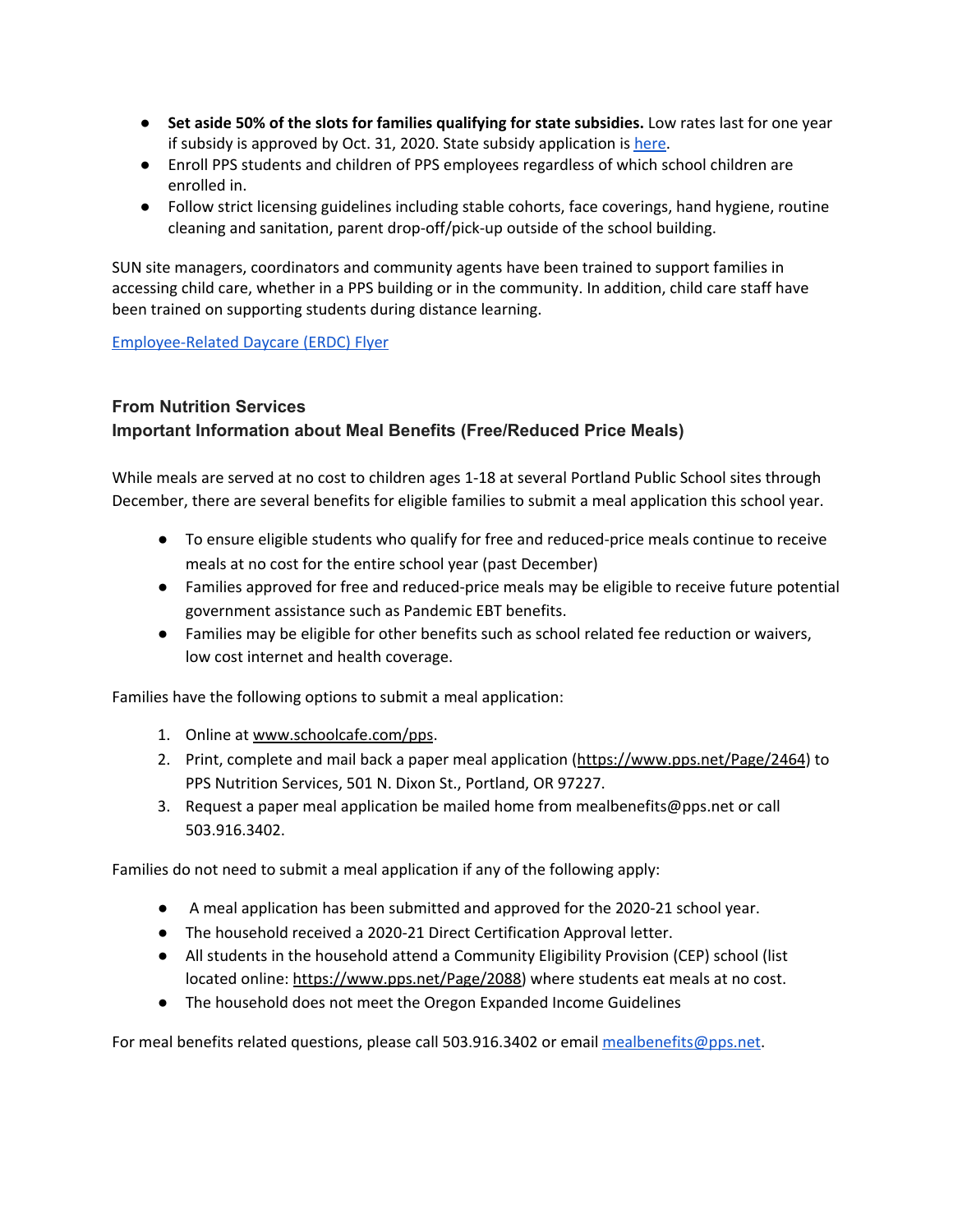- **Set aside 50% of the slots for families qualifying for state subsidies.** Low rates last for one year if subsidy is approved by Oct. 31, 2020. State subsidy application is [here](here).
- Enroll PPS students and children of PPS employees regardless of which school children are enrolled in.
- Follow strict licensing guidelines including stable cohorts, face coverings, hand hygiene, routine cleaning and sanitation, parent drop-off/pick-up outside of the school building.

SUN site managers, coordinators and community agents have been trained to support families in accessing child care, whether in a PPS building or in the community. In addition, child care staff have been trained on supporting students during distance learning.

[Employee-Related Daycare (ERDC) Flyer](Employee-Related Daycare (ERDC) Flyer)

### From Nutrition Services
### Important Information about Meal Benefits (Free/Reduced Price Meals)

While meals are served at no cost to children ages 1-18 at several Portland Public School sites through December, there are several benefits for eligible families to submit a meal application this school year.

- To ensure eligible students who qualify for free and reduced-price meals continue to receive meals at no cost for the entire school year (past December)
- Families approved for free and reduced-price meals may be eligible to receive future potential government assistance such as Pandemic EBT benefits.
- Families may be eligible for other benefits such as school related fee reduction or waivers, low cost internet and health coverage.

Families have the following options to submit a meal application:

1. Online at www.schoolcafe.com/pps.
2. Print, complete and mail back a paper meal application (https://www.pps.net/Page/2464) to PPS Nutrition Services, 501 N. Dixon St., Portland, OR 97227.
3. Request a paper meal application be mailed home from mealbenefits@pps.net or call 503.916.3402.

Families do not need to submit a meal application if any of the following apply:

- A meal application has been submitted and approved for the 2020-21 school year.
- The household received a 2020-21 Direct Certification Approval letter.
- All students in the household attend a Community Eligibility Provision (CEP) school (list located online: https://www.pps.net/Page/2088) where students eat meals at no cost.
- The household does not meet the Oregon Expanded Income Guidelines

For meal benefits related questions, please call 503.916.3402 or email mealbenefits@pps.net.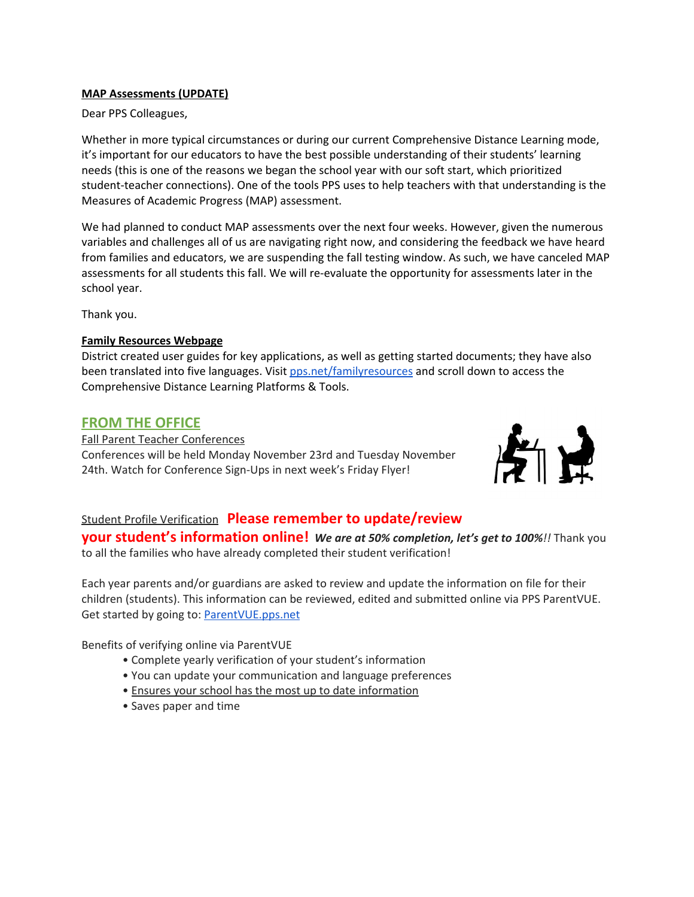**MAP Assessments (UPDATE)**

Dear PPS Colleagues,

Whether in more typical circumstances or during our current Comprehensive Distance Learning mode, it's important for our educators to have the best possible understanding of their students' learning needs (this is one of the reasons we began the school year with our soft start, which prioritized student-teacher connections). One of the tools PPS uses to help teachers with that understanding is the Measures of Academic Progress (MAP) assessment.

We had planned to conduct MAP assessments over the next four weeks. However, given the numerous variables and challenges all of us are navigating right now, and considering the feedback we have heard from families and educators, we are suspending the fall testing window. As such, we have canceled MAP assessments for all students this fall. We will re-evaluate the opportunity for assessments later in the school year.

Thank you.

**Family Resources Webpage**

District created user guides for key applications, as well as getting started documents; they have also been translated into five languages. Visit pps.net/familyresources and scroll down to access the Comprehensive Distance Learning Platforms & Tools.

## FROM THE OFFICE

Fall Parent Teacher Conferences

Conferences will be held Monday November 23rd and Tuesday November 24th. Watch for Conference Sign-Ups in next week's Friday Flyer!

Student Profile Verification **Please remember to update/review your student's information online!** ***We are at 50% completion, let's get to 100%!!*** Thank you to all the families who have already completed their student verification!

Each year parents and/or guardians are asked to review and update the information on file for their children (students). This information can be reviewed, edited and submitted online via PPS ParentVUE. Get started by going to: ParentVUE.pps.net

Benefits of verifying online via ParentVUE

- Complete yearly verification of your student's information
- You can update your communication and language preferences
- Ensures your school has the most up to date information
- Saves paper and time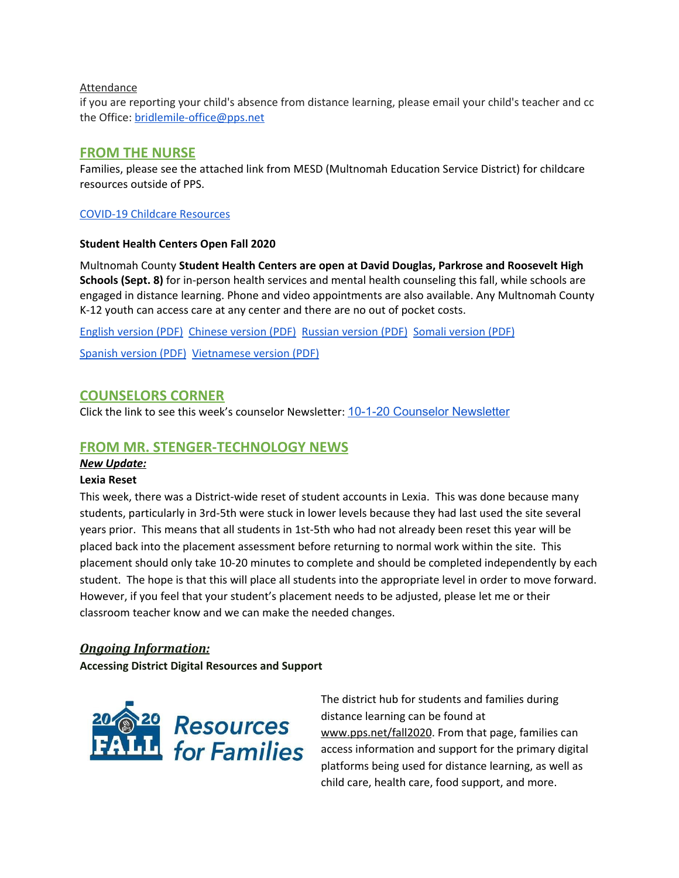Attendance

if you are reporting your child's absence from distance learning, please email your child's teacher and cc the Office: bridlemile-office@pps.net

## FROM THE NURSE

Families, please see the attached link from MESD (Multnomah Education Service District) for childcare resources outside of PPS.

COVID-19 Childcare Resources

**Student Health Centers Open Fall 2020**

Multnomah County **Student Health Centers are open at David Douglas, Parkrose and Roosevelt High Schools (Sept. 8)** for in-person health services and mental health counseling this fall, while schools are engaged in distance learning. Phone and video appointments are also available. Any Multnomah County K-12 youth can access care at any center and there are no out of pocket costs.

English version (PDF) Chinese version (PDF) Russian version (PDF) Somali version (PDF)

Spanish version (PDF) Vietnamese version (PDF)

## COUNSELORS CORNER

Click the link to see this week's counselor Newsletter: 10-1-20 Counselor Newsletter

## FROM MR. STENGER-TECHNOLOGY NEWS

***New Update:***

**Lexia Reset**

This week, there was a District-wide reset of student accounts in Lexia. This was done because many students, particularly in 3rd-5th were stuck in lower levels because they had last used the site several years prior. This means that all students in 1st-5th who had not already been reset this year will be placed back into the placement assessment before returning to normal work within the site. This placement should only take 10-20 minutes to complete and should be completed independently by each student. The hope is that this will place all students into the appropriate level in order to move forward. However, if you feel that your student's placement needs to be adjusted, please let me or their classroom teacher know and we can make the needed changes.

### ***Ongoing Information:***

**Accessing District Digital Resources and Support**

2020 FALL Resources for Families

The district hub for students and families during distance learning can be found at www.pps.net/fall2020. From that page, families can access information and support for the primary digital platforms being used for distance learning, as well as child care, health care, food support, and more.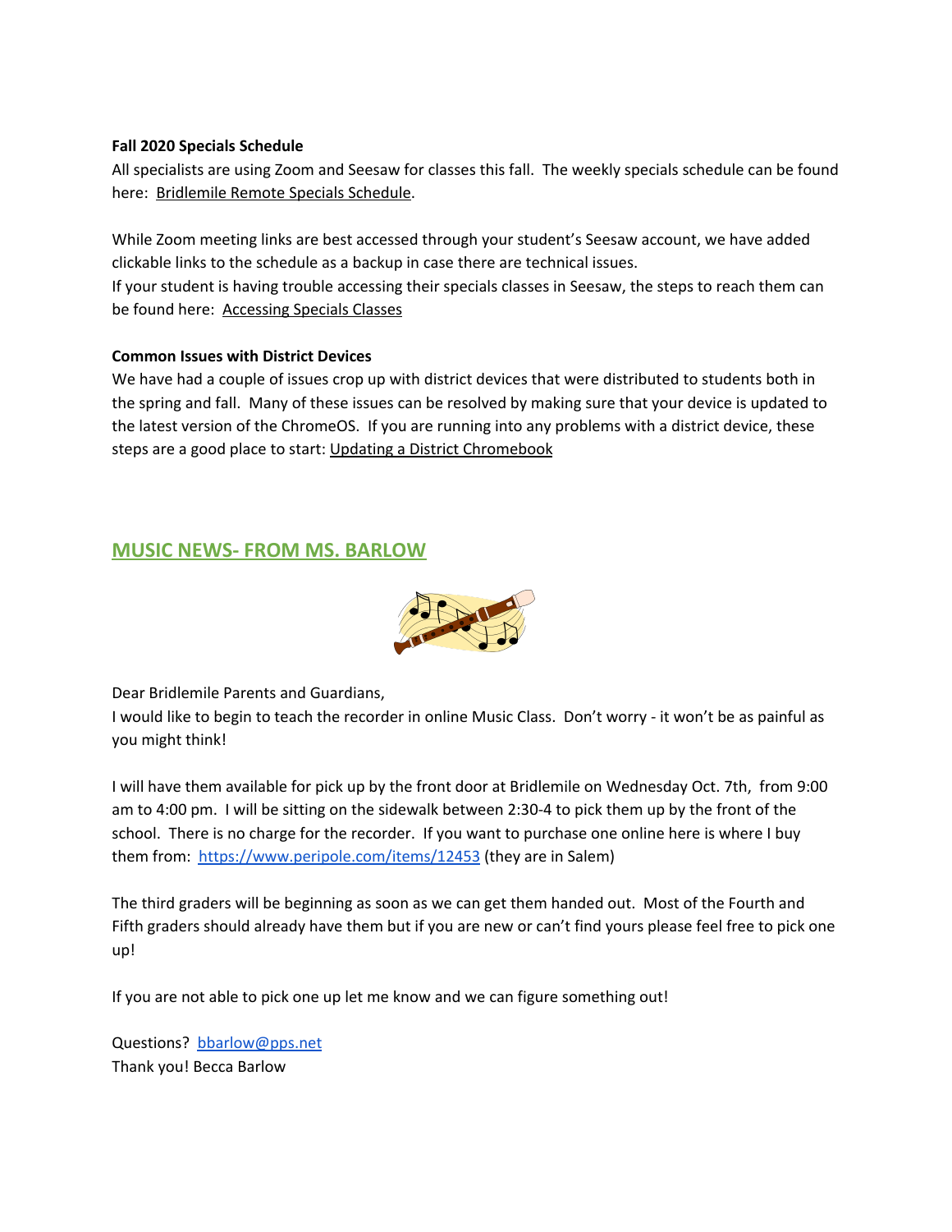**Fall 2020 Specials Schedule**

All specialists are using Zoom and Seesaw for classes this fall. The weekly specials schedule can be found here: Bridlemile Remote Specials Schedule.

While Zoom meeting links are best accessed through your student's Seesaw account, we have added clickable links to the schedule as a backup in case there are technical issues.
If your student is having trouble accessing their specials classes in Seesaw, the steps to reach them can be found here: Accessing Specials Classes

**Common Issues with District Devices**

We have had a couple of issues crop up with district devices that were distributed to students both in the spring and fall. Many of these issues can be resolved by making sure that your device is updated to the latest version of the ChromeOS. If you are running into any problems with a district device, these steps are a good place to start: Updating a District Chromebook

## MUSIC NEWS- FROM MS. BARLOW

Dear Bridlemile Parents and Guardians,
I would like to begin to teach the recorder in online Music Class. Don't worry - it won't be as painful as you might think!

I will have them available for pick up by the front door at Bridlemile on Wednesday Oct. 7th, from 9:00 am to 4:00 pm. I will be sitting on the sidewalk between 2:30-4 to pick them up by the front of the school. There is no charge for the recorder. If you want to purchase one online here is where I buy them from: https://www.peripole.com/items/12453 (they are in Salem)

The third graders will be beginning as soon as we can get them handed out. Most of the Fourth and Fifth graders should already have them but if you are new or can't find yours please feel free to pick one up!

If you are not able to pick one up let me know and we can figure something out!

Questions? bbarlow@pps.net
Thank you! Becca Barlow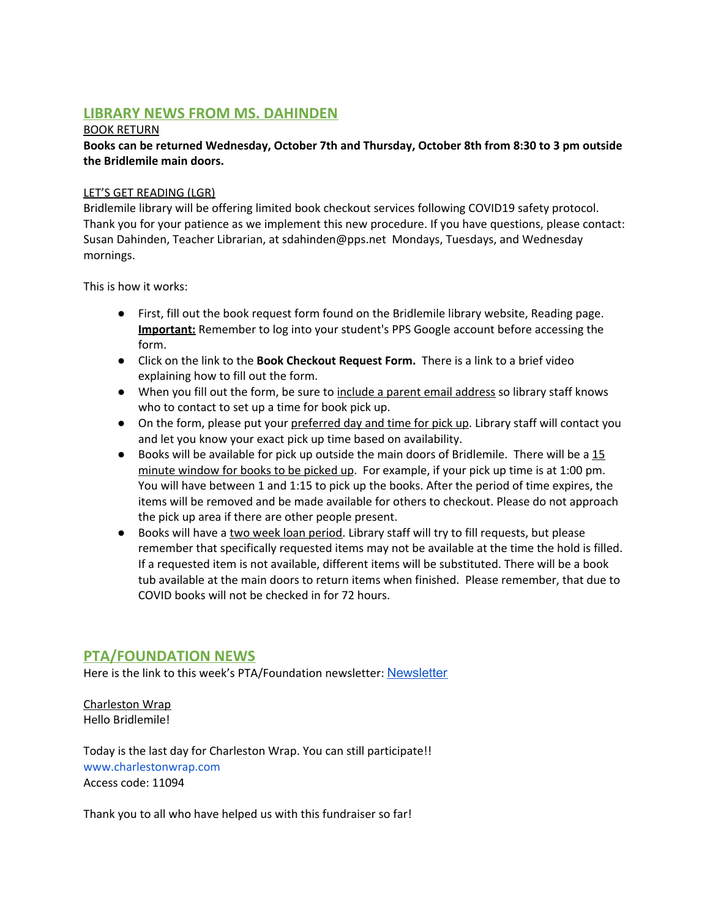## LIBRARY NEWS FROM MS. DAHINDEN

BOOK RETURN

**Books can be returned Wednesday, October 7th and Thursday, October 8th from 8:30 to 3 pm outside the Bridlemile main doors.**

LET'S GET READING (LGR)

Bridlemile library will be offering limited book checkout services following COVID19 safety protocol. Thank you for your patience as we implement this new procedure. If you have questions, please contact: Susan Dahinden, Teacher Librarian, at sdahinden@pps.net Mondays, Tuesdays, and Wednesday mornings.

This is how it works:

- First, fill out the book request form found on the Bridlemile library website, Reading page. **Important:** Remember to log into your student's PPS Google account before accessing the form.
- Click on the link to the **Book Checkout Request Form.** There is a link to a brief video explaining how to fill out the form.
- When you fill out the form, be sure to include a parent email address so library staff knows who to contact to set up a time for book pick up.
- On the form, please put your preferred day and time for pick up. Library staff will contact you and let you know your exact pick up time based on availability.
- Books will be available for pick up outside the main doors of Bridlemile. There will be a 15 minute window for books to be picked up. For example, if your pick up time is at 1:00 pm. You will have between 1 and 1:15 to pick up the books. After the period of time expires, the items will be removed and be made available for others to checkout. Please do not approach the pick up area if there are other people present.
- Books will have a two week loan period. Library staff will try to fill requests, but please remember that specifically requested items may not be available at the time the hold is filled. If a requested item is not available, different items will be substituted. There will be a book tub available at the main doors to return items when finished. Please remember, that due to COVID books will not be checked in for 72 hours.

## PTA/FOUNDATION NEWS

Here is the link to this week's PTA/Foundation newsletter: Newsletter

Charleston Wrap

Hello Bridlemile!

Today is the last day for Charleston Wrap. You can still participate!!

www.charlestonwrap.com

Access code: 11094

Thank you to all who have helped us with this fundraiser so far!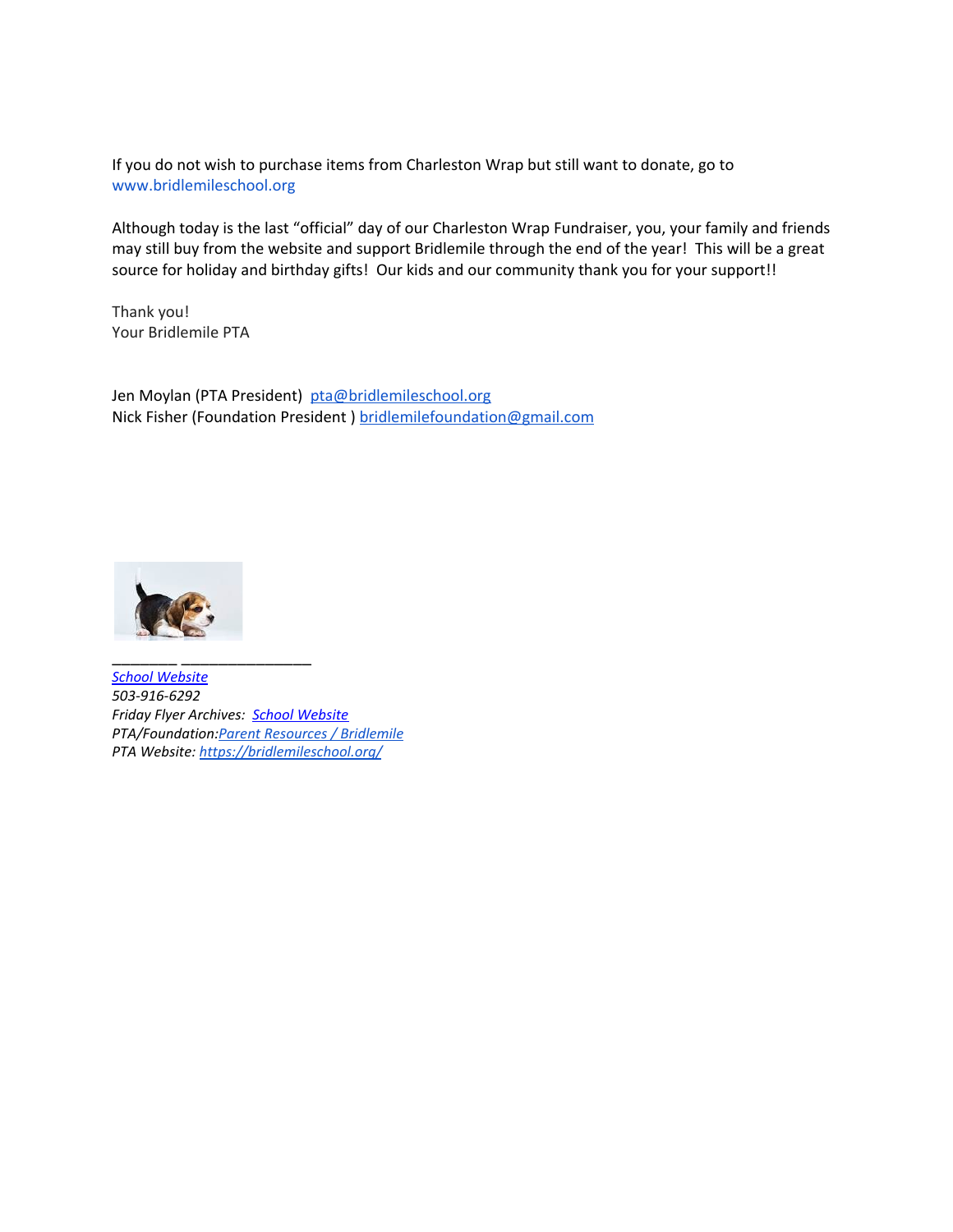If you do not wish to purchase items from Charleston Wrap but still want to donate, go to www.bridlemileschool.org

Although today is the last "official" day of our Charleston Wrap Fundraiser, you, your family and friends may still buy from the website and support Bridlemile through the end of the year! This will be a great source for holiday and birthday gifts! Our kids and our community thank you for your support!!

Thank you!
Your Bridlemile PTA

Jen Moylan (PTA President) pta@bridlemileschool.org
Nick Fisher (Foundation President ) bridlemilefoundation@gmail.com

________ ________________

*School Website*
*503-916-6292*
*Friday Flyer Archives: School Website*
*PTA/Foundation: Parent Resources / Bridlemile*
*PTA Website: https://bridlemileschool.org/*